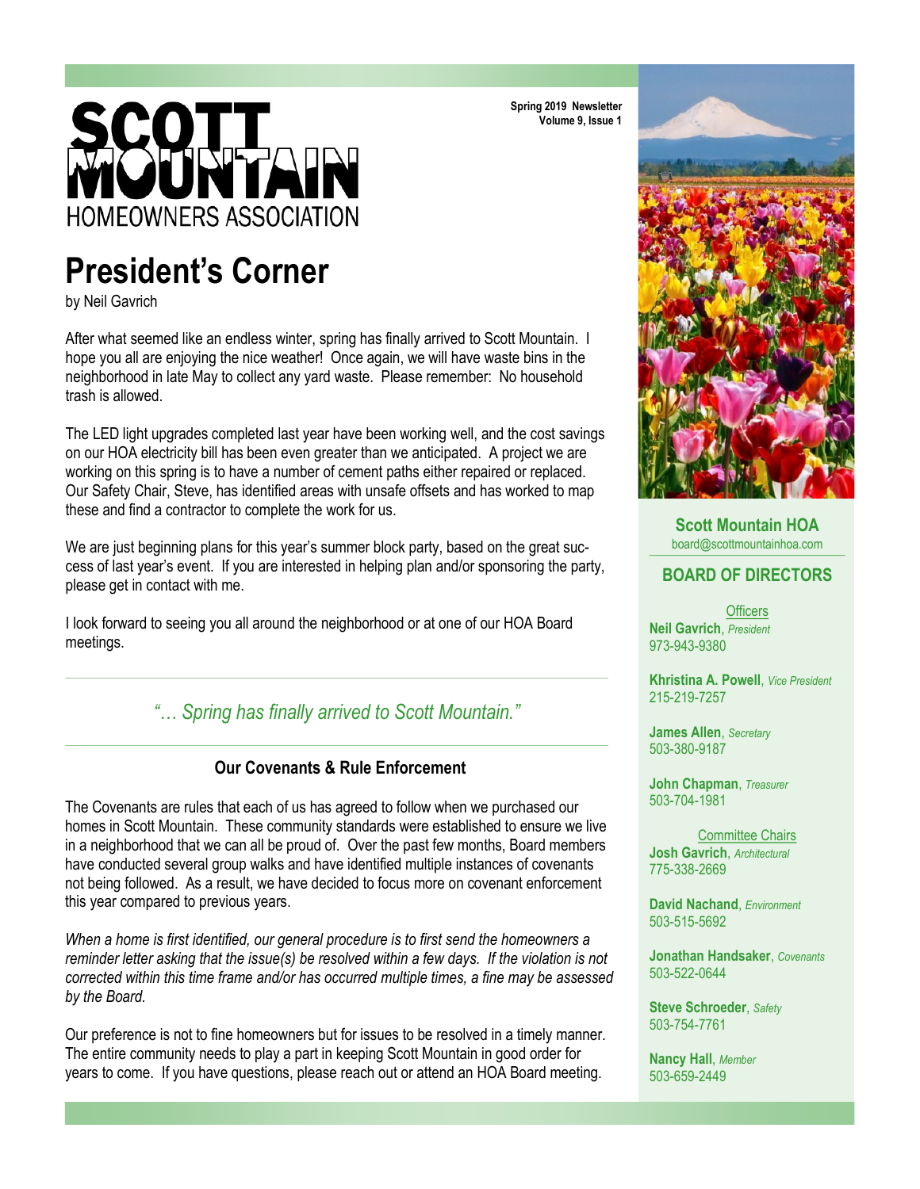# SCOTT MOUNTAIN
HOMEOWNERS ASSOCIATION

Spring 2019 Newsletter
Volume 9, Issue 1

## President's Corner

by Neil Gavrich

After what seemed like an endless winter, spring has finally arrived to Scott Mountain. I hope you all are enjoying the nice weather! Once again, we will have waste bins in the neighborhood in late May to collect any yard waste. Please remember: No household trash is allowed.

The LED light upgrades completed last year have been working well, and the cost savings on our HOA electricity bill has been even greater than we anticipated. A project we are working on this spring is to have a number of cement paths either repaired or replaced. Our Safety Chair, Steve, has identified areas with unsafe offsets and has worked to map these and find a contractor to complete the work for us.

We are just beginning plans for this year's summer block party, based on the great success of last year's event. If you are interested in helping plan and/or sponsoring the party, please get in contact with me.

I look forward to seeing you all around the neighborhood or at one of our HOA Board meetings.

*"… Spring has finally arrived to Scott Mountain."*

### Our Covenants & Rule Enforcement

The Covenants are rules that each of us has agreed to follow when we purchased our homes in Scott Mountain. These community standards were established to ensure we live in a neighborhood that we can all be proud of. Over the past few months, Board members have conducted several group walks and have identified multiple instances of covenants not being followed. As a result, we have decided to focus more on covenant enforcement this year compared to previous years.

*When a home is first identified, our general procedure is to first send the homeowners a reminder letter asking that the issue(s) be resolved within a few days. If the violation is not corrected within this time frame and/or has occurred multiple times, a fine may be assessed by the Board.*

Our preference is not to fine homeowners but for issues to be resolved in a timely manner. The entire community needs to play a part in keeping Scott Mountain in good order for years to come. If you have questions, please reach out or attend an HOA Board meeting.

---

**Scott Mountain HOA**
board@scottmountainhoa.com

**BOARD OF DIRECTORS**

Officers

**Neil Gavrich**, *President*
973-943-9380

**Khristina A. Powell**, *Vice President*
215-219-7257

**James Allen**, *Secretary*
503-380-9187

**John Chapman**, *Treasurer*
503-704-1981

Committee Chairs

**Josh Gavrich**, *Architectural*
775-338-2669

**David Nachand**, *Environment*
503-515-5692

**Jonathan Handsaker**, *Covenants*
503-522-0644

**Steve Schroeder**, *Safety*
503-754-7761

**Nancy Hall**, *Member*
503-659-2449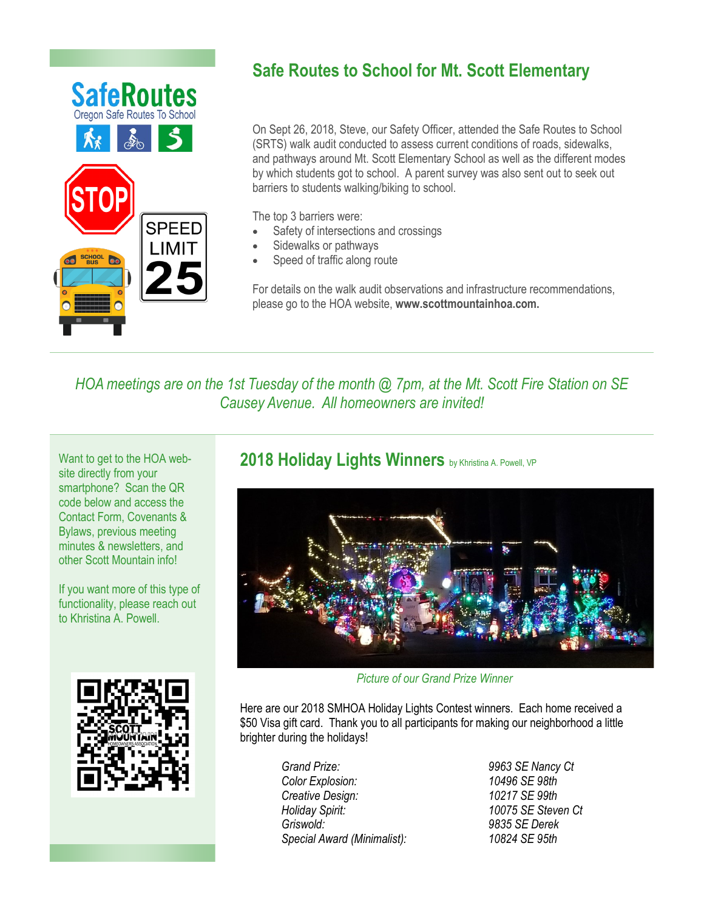## Safe Routes to School for Mt. Scott Elementary

On Sept 26, 2018, Steve, our Safety Officer, attended the Safe Routes to School (SRTS) walk audit conducted to assess current conditions of roads, sidewalks, and pathways around Mt. Scott Elementary School as well as the different modes by which students got to school. A parent survey was also sent out to seek out barriers to students walking/biking to school.

The top 3 barriers were:

- Safety of intersections and crossings
- Sidewalks or pathways
- Speed of traffic along route

For details on the walk audit observations and infrastructure recommendations, please go to the HOA website, **www.scottmountainhoa.com.**

---

*HOA meetings are on the 1st Tuesday of the month @ 7pm, at the Mt. Scott Fire Station on SE Causey Avenue. All homeowners are invited!*

---

Want to get to the HOA web-site directly from your smartphone? Scan the QR code below and access the Contact Form, Covenants & Bylaws, previous meeting minutes & newsletters, and other Scott Mountain info!

If you want more of this type of functionality, please reach out to Khristina A. Powell.

## 2018 Holiday Lights Winners

by Khristina A. Powell, VP

*Picture of our Grand Prize Winner*

Here are our 2018 SMHOA Holiday Lights Contest winners. Each home received a $50 Visa gift card. Thank you to all participants for making our neighborhood a little brighter during the holidays!

| | |
|---|---|
| *Grand Prize:* | *9963 SE Nancy Ct* |
| *Color Explosion:* | *10496 SE 98th* |
| *Creative Design:* | *10217 SE 99th* |
| *Holiday Spirit:* | *10075 SE Steven Ct* |
| *Griswold:* | *9835 SE Derek* |
| *Special Award (Minimalist):* | *10824 SE 95th* |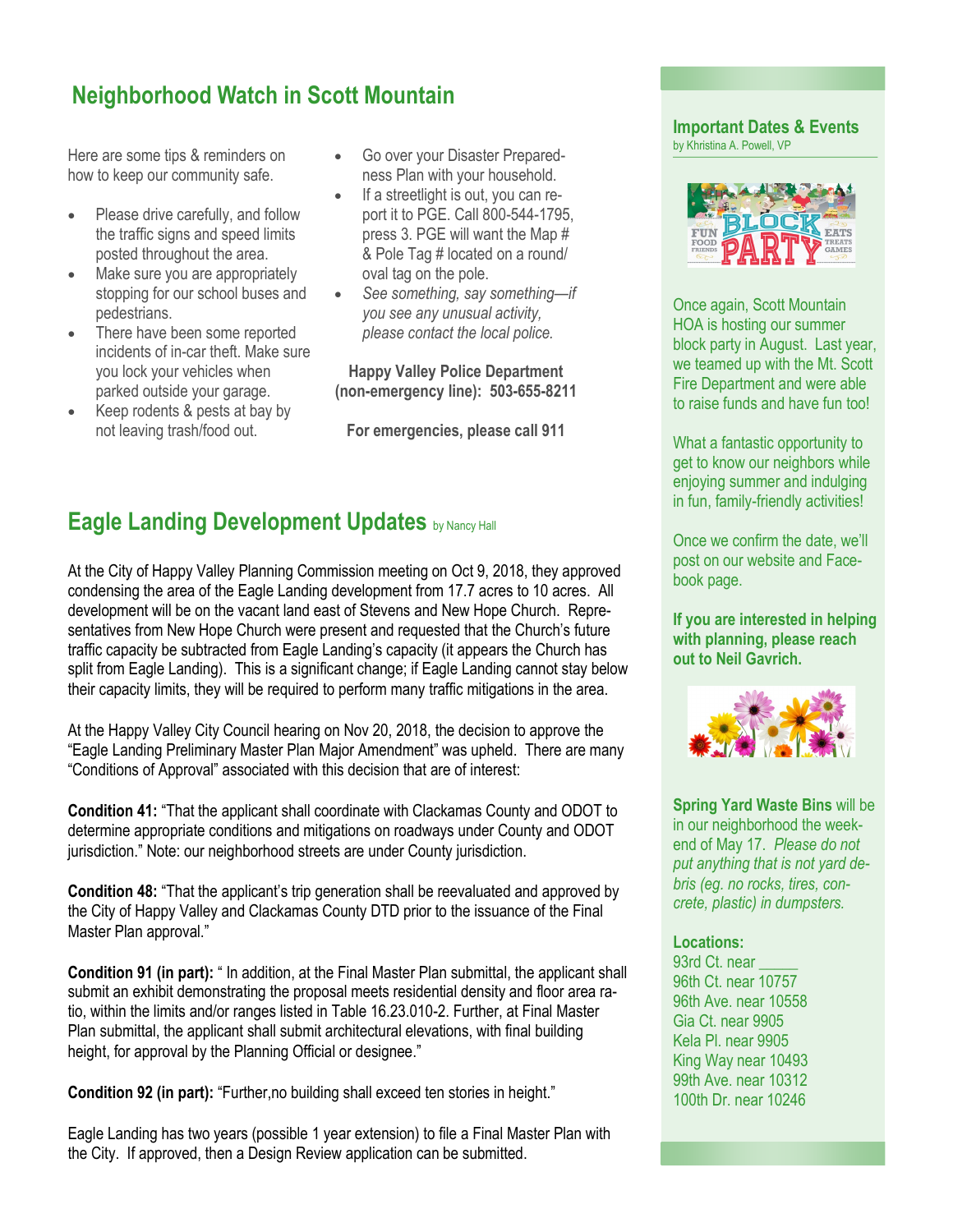## Neighborhood Watch in Scott Mountain

Here are some tips & reminders on how to keep our community safe.

- Please drive carefully, and follow the traffic signs and speed limits posted throughout the area.
- Make sure you are appropriately stopping for our school buses and pedestrians.
- There have been some reported incidents of in-car theft. Make sure you lock your vehicles when parked outside your garage.
- Keep rodents & pests at bay by not leaving trash/food out.
- Go over your Disaster Preparedness Plan with your household.
- If a streetlight is out, you can report it to PGE. Call 800-544-1795, press 3. PGE will want the Map # & Pole Tag # located on a round/oval tag on the pole.
- *See something, say something—if you see any unusual activity, please contact the local police.*

**Happy Valley Police Department (non-emergency line): 503-655-8211**

**For emergencies, please call 911**

## Eagle Landing Development Updates by Nancy Hall

At the City of Happy Valley Planning Commission meeting on Oct 9, 2018, they approved condensing the area of the Eagle Landing development from 17.7 acres to 10 acres. All development will be on the vacant land east of Stevens and New Hope Church. Representatives from New Hope Church were present and requested that the Church's future traffic capacity be subtracted from Eagle Landing's capacity (it appears the Church has split from Eagle Landing). This is a significant change; if Eagle Landing cannot stay below their capacity limits, they will be required to perform many traffic mitigations in the area.

At the Happy Valley City Council hearing on Nov 20, 2018, the decision to approve the "Eagle Landing Preliminary Master Plan Major Amendment" was upheld. There are many "Conditions of Approval" associated with this decision that are of interest:

**Condition 41:** "That the applicant shall coordinate with Clackamas County and ODOT to determine appropriate conditions and mitigations on roadways under County and ODOT jurisdiction." Note: our neighborhood streets are under County jurisdiction.

**Condition 48:** "That the applicant's trip generation shall be reevaluated and approved by the City of Happy Valley and Clackamas County DTD prior to the issuance of the Final Master Plan approval."

**Condition 91 (in part):** " In addition, at the Final Master Plan submittal, the applicant shall submit an exhibit demonstrating the proposal meets residential density and floor area ratio, within the limits and/or ranges listed in Table 16.23.010-2. Further, at Final Master Plan submittal, the applicant shall submit architectural elevations, with final building height, for approval by the Planning Official or designee."

**Condition 92 (in part):** "Further,no building shall exceed ten stories in height."

Eagle Landing has two years (possible 1 year extension) to file a Final Master Plan with the City. If approved, then a Design Review application can be submitted.

## Important Dates & Events

by Khristina A. Powell, VP

Once again, Scott Mountain HOA is hosting our summer block party in August. Last year, we teamed up with the Mt. Scott Fire Department and were able to raise funds and have fun too!

What a fantastic opportunity to get to know our neighbors while enjoying summer and indulging in fun, family-friendly activities!

Once we confirm the date, we'll post on our website and Facebook page.

**If you are interested in helping with planning, please reach out to Neil Gavrich.**

**Spring Yard Waste Bins** will be in our neighborhood the weekend of May 17. *Please do not put anything that is not yard debris (eg. no rocks, tires, concrete, plastic) in dumpsters.*

**Locations:**

93rd Ct. near _____
96th Ct. near 10757
96th Ave. near 10558
Gia Ct. near 9905
Kela Pl. near 9905
King Way near 10493
99th Ave. near 10312
100th Dr. near 10246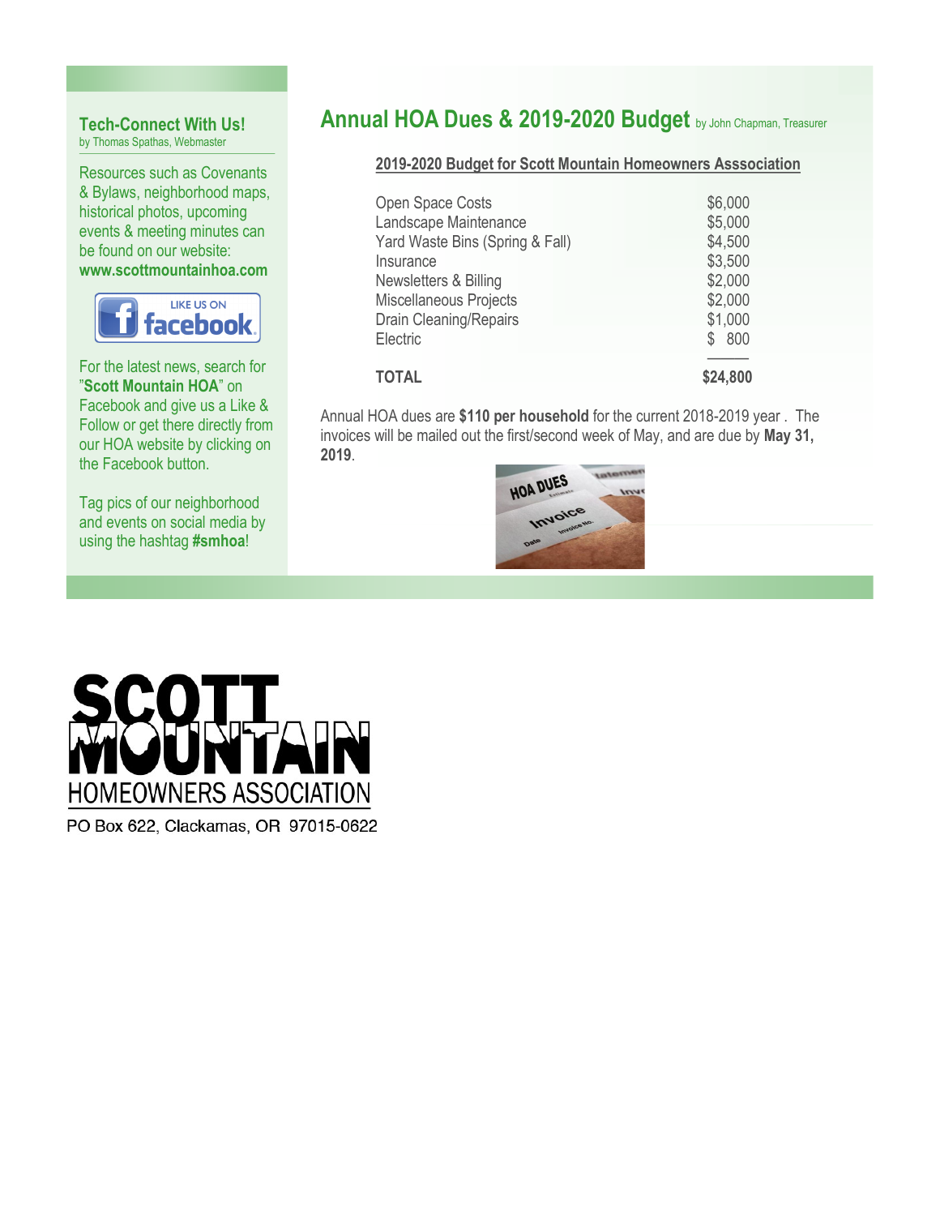## Tech-Connect With Us!

by Thomas Spathas, Webmaster

Resources such as Covenants & Bylaws, neighborhood maps, historical photos, upcoming events & meeting minutes can be found on our website: **www.scottmountainhoa.com**

LIKE US ON facebook

For the latest news, search for "**Scott Mountain HOA**" on Facebook and give us a Like & Follow or get there directly from our HOA website by clicking on the Facebook button.

Tag pics of our neighborhood and events on social media by using the hashtag **#smhoa**!

## Annual HOA Dues & 2019-2020 Budget

by John Chapman, Treasurer

**2019-2020 Budget for Scott Mountain Homeowners Asssociation**

| | |
|---|---|
| Open Space Costs | $6,000 |
| Landscape Maintenance | $5,000 |
| Yard Waste Bins (Spring & Fall) | $4,500 |
| Insurance | $3,500 |
| Newsletters & Billing | $2,000 |
| Miscellaneous Projects | $2,000 |
| Drain Cleaning/Repairs | $1,000 |
| Electric | $ 800 |
| **TOTAL** | **$24,800** |

Annual HOA dues are **$110 per household** for the current 2018-2019 year . The invoices will be mailed out the first/second week of May, and are due by **May 31, 2019**.

SCOTT MOUNTAIN HOMEOWNERS ASSOCIATION

PO Box 622, Clackamas, OR 97015-0622